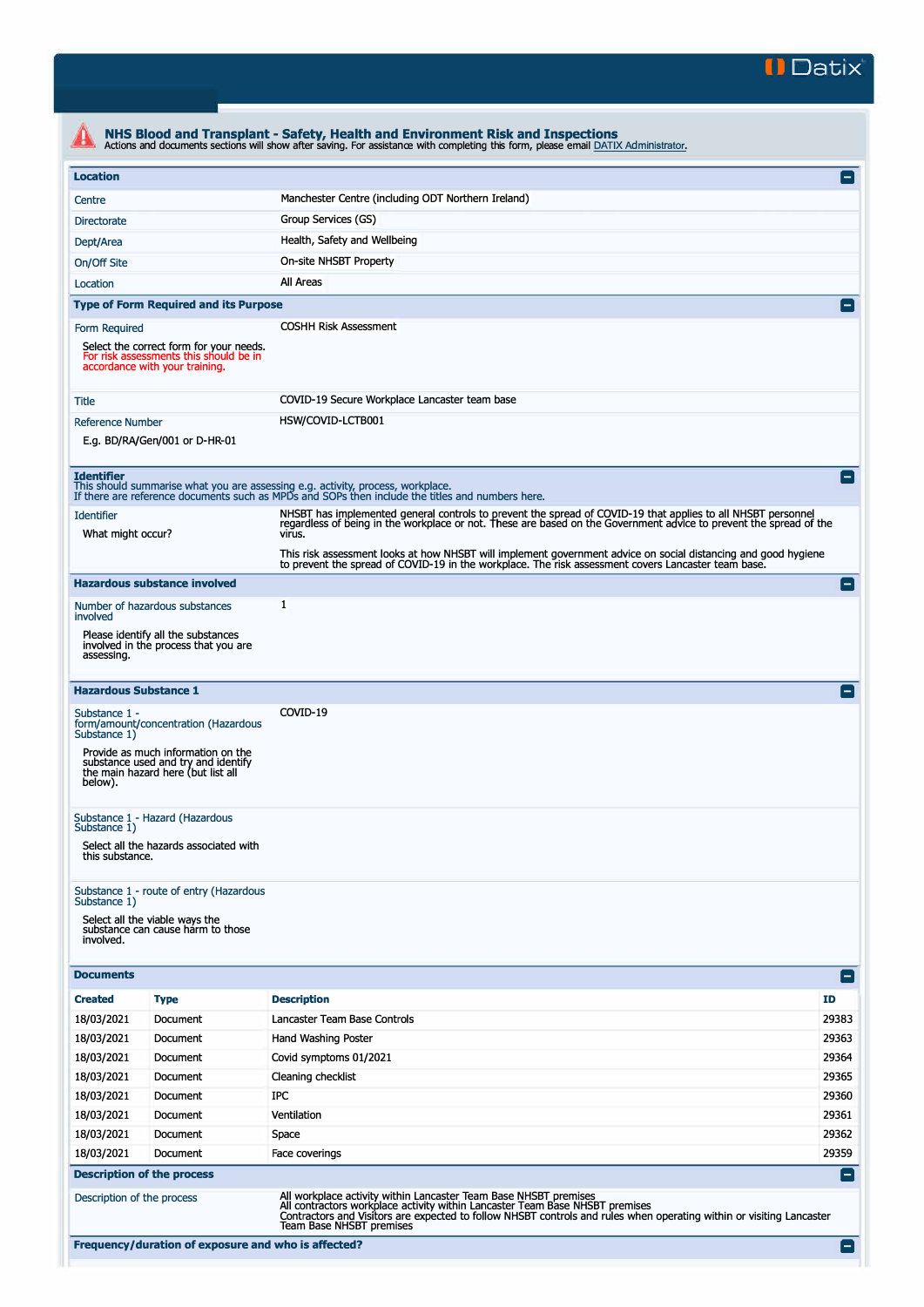Datix

# NHS Blood and Transplant - Safety, Health and Environment Risk and Inspections

Actions and documents sections will show after saving. For assistance with completing this form, please email DATIX Administrator.

## Location

| | |
|---|---|
| Centre | Manchester Centre (including ODT Northern Ireland) |
| Directorate | Group Services (GS) |
| Dept/Area | Health, Safety and Wellbeing |
| On/Off Site | On-site NHSBT Property |
| Location | All Areas |

## Type of Form Required and its Purpose

**Form Required**

Select the correct form for your needs.
For risk assessments this should be in accordance with your training.

COSHH Risk Assessment

**Title**

COVID-19 Secure Workplace Lancaster team base

**Reference Number**

E.g. BD/RA/Gen/001 or D-HR-01

HSW/COVID-LCTB001

## Identifier

This should summarise what you are assessing e.g. activity, process, workplace.
If there are reference documents such as MPDs and SOPs then include the titles and numbers here.

**Identifier**

What might occur?

NHSBT has implemented general controls to prevent the spread of COVID-19 that applies to all NHSBT personnel regardless of being in the workplace or not. These are based on the Government advice to prevent the spread of the virus.

This risk assessment looks at how NHSBT will implement government advice on social distancing and good hygiene to prevent the spread of COVID-19 in the workplace. The risk assessment covers Lancaster team base.

## Hazardous substance involved

**Number of hazardous substances involved**

Please identify all the substances involved in the process that you are assessing.

1

## Hazardous Substance 1

**Substance 1 - form/amount/concentration (Hazardous Substance 1)**

Provide as much information on the substance used and try and identify the main hazard here (but list all below).

COVID-19

**Substance 1 - Hazard (Hazardous Substance 1)**

Select all the hazards associated with this substance.

**Substance 1 - route of entry (Hazardous Substance 1)**

Select all the viable ways the substance can cause harm to those involved.

## Documents

| Created | Type | Description | ID |
|---|---|---|---|
| 18/03/2021 | Document | Lancaster Team Base Controls | 29383 |
| 18/03/2021 | Document | Hand Washing Poster | 29363 |
| 18/03/2021 | Document | Covid symptoms 01/2021 | 29364 |
| 18/03/2021 | Document | Cleaning checklist | 29365 |
| 18/03/2021 | Document | IPC | 29360 |
| 18/03/2021 | Document | Ventilation | 29361 |
| 18/03/2021 | Document | Space | 29362 |
| 18/03/2021 | Document | Face coverings | 29359 |

## Description of the process

**Description of the process**

All workplace activity within Lancaster Team Base NHSBT premises
All contractors workplace activity within Lancaster Team Base NHSBT premises
Contractors and Visitors are expected to follow NHSBT controls and rules when operating within or visiting Lancaster Team Base NHSBT premises

## Frequency/duration of exposure and who is affected?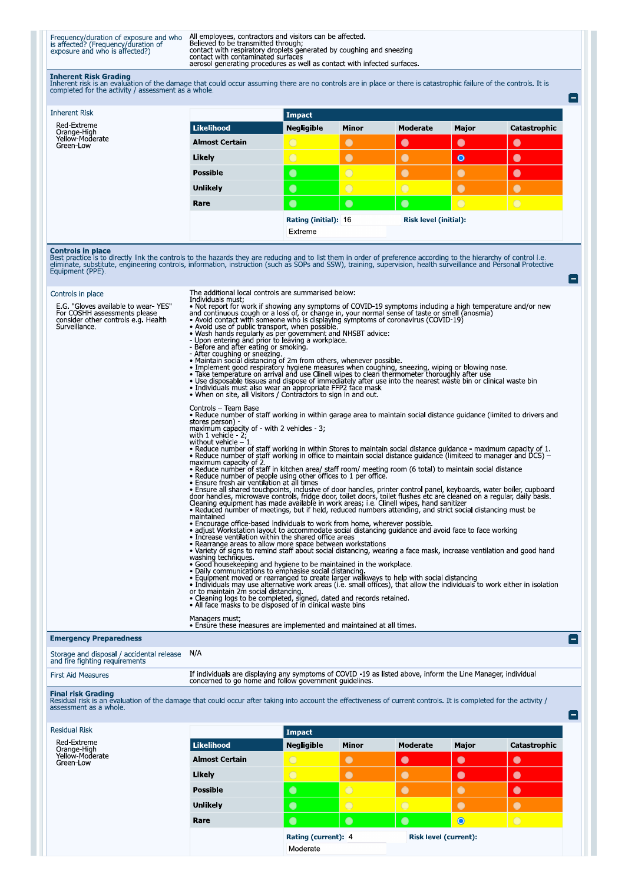| Frequency/duration of exposure and who is affected? (Frequency/duration of exposure and who is affected?) | All employees, contractors and visitors can be affected.<br>Believed to be transmitted through;<br>contact with respiratory droplets generated by coughing and sneezing<br>contact with contaminated surfaces<br>aerosol generating procedures as well as contact with infected surfaces. |
|---|---|

**Inherent Risk Grading**
Inherent risk is an evaluation of the damage that could occur assuming there are no controls are in place or there is catastrophic failure of the controls. It is completed for the activity / assessment as a whole.

Inherent Risk

Red-Extreme
Orange-High
Yellow-Moderate
Green-Low

| | Impact | | | | |
|---|---|---|---|---|---|
| **Likelihood** | **Negligible** | **Minor** | **Moderate** | **Major** | **Catastrophic** |
| **Almost Certain** | | | | | |
| **Likely** | | | | ◉ | |
| **Possible** | | | | | |
| **Unlikely** | | | | | |
| **Rare** | | | | | |

**Rating (initial):** 16 **Risk level (initial):** Extreme

**Controls in place**
Best practice is to directly link the controls to the hazards they are reducing and to list them in order of preference according to the hierarchy of control i.e. eliminate, substitute, engineering controls, information, instruction (such as SOPs and SSW), training, supervision, health surveillance and Personal Protective Equipment (PPE).

Controls in place

E.G. "Gloves available to wear- YES" For COSHH assessments please consider other controls e.g. Health Surveillance.

The additional local controls are summarised below:
Individuals must;
• Not report for work if showing any symptoms of COVID-19 symptoms including a high temperature and/or new and continuous cough or a loss of, or change in, your normal sense of taste or smell (anosmia)
• Avoid contact with someone who is displaying symptoms of coronavirus (COVID-19)
• Avoid use of public transport, when possible.
• Wash hands regularly as per government and NHSBT advice:
- Upon entering and prior to leaving a workplace.
- Before and after eating or smoking.
- After coughing or sneezing.
• Maintain social distancing of 2m from others, whenever possible.
• Implement good respiratory hygiene measures when coughing, sneezing, wiping or blowing nose.
• Take temperature on arrival and use Clinell wipes to clean thermometer thoroughly after use
• Use disposable tissues and dispose of immediately after use into the nearest waste bin or clinical waste bin
• Individuals must also wear an appropriate FFP2 face mask
• When on site, all Visitors / Contractors to sign in and out.

Controls – Team Base
• Reduce number of staff working in within garage area to maintain social distance guidance (limited to drivers and stores person) -
maximum capacity of - with 2 vehicles - 3;
with 1 vehicle - 2;
without vehicle – 1.
• Reduce number of staff working in within Stores to maintain social distance guidance - maximum capacity of 1.
• Reduce number of staff working in office to maintain social distance guidance (limiteed to manager and DCS) – maximum capacity of 2.
• Reduce number of staff in kitchen area/ staff room/ meeting room (6 total) to maintain social distance
• Reduce number of people using other offices to 1 per office.
• Ensure fresh air ventilation at all times
• Ensure all shared touchpoints, inclusive of door handles, printer control panel, keyboards, water boiler, cupboard door handles, microwave controls, fridge door, toilet doors, toilet flushes etc are cleaned on a regular, daily basis. Cleaning equipment has made available in work areas; i.e. Clinell wipes, hand sanitizer
• Reduced number of meetings, but if held, reduced numbers attending, and strict social distancing must be maintained
• Encourage office-based individuals to work from home, wherever possible.
• adjust Workstation layout to accommodate social distancing guidance and avoid face to face working
• Increase ventilation within the shared office areas
• Rearrange areas to allow more space between workstations
• Variety of signs to remind staff about social distancing, wearing a face mask, increase ventilation and good hand washing techniques.
• Good housekeeping and hygiene to be maintained in the workplace.
• Daily communications to emphasise social distancing.
• Equipment moved or rearranged to create larger walkways to help with social distancing
• Individuals may use alternative work areas (i.e. small offices), that allow the individuals to work either in isolation or to maintain 2m social distancing.
• Cleaning logs to be completed, signed, dated and records retained.
• All face masks to be disposed of in clinical waste bins

Managers must;
• Ensure these measures are implemented and maintained at all times.

**Emergency Preparedness**

| Storage and disposal / accidental release and fire fighting requirements | N/A |
|---|---|
| First Aid Measures | If individuals are displaying any symptoms of COVID -19 as listed above, inform the Line Manager, individual concerned to go home and follow government guidelines. |

**Final risk Grading**
Residual risk is an evaluation of the damage that could occur after taking into account the effectiveness of current controls. It is completed for the activity / assessment as a whole.

Residual Risk

Red-Extreme
Orange-High
Yellow-Moderate
Green-Low

| | Impact | | | | |
|---|---|---|---|---|---|
| **Likelihood** | **Negligible** | **Minor** | **Moderate** | **Major** | **Catastrophic** |
| **Almost Certain** | | | | | |
| **Likely** | | | | | |
| **Possible** | | | | | |
| **Unlikely** | | | | | |
| **Rare** | | | | ◉ | |

**Rating (current):** 4 **Risk level (current):** Moderate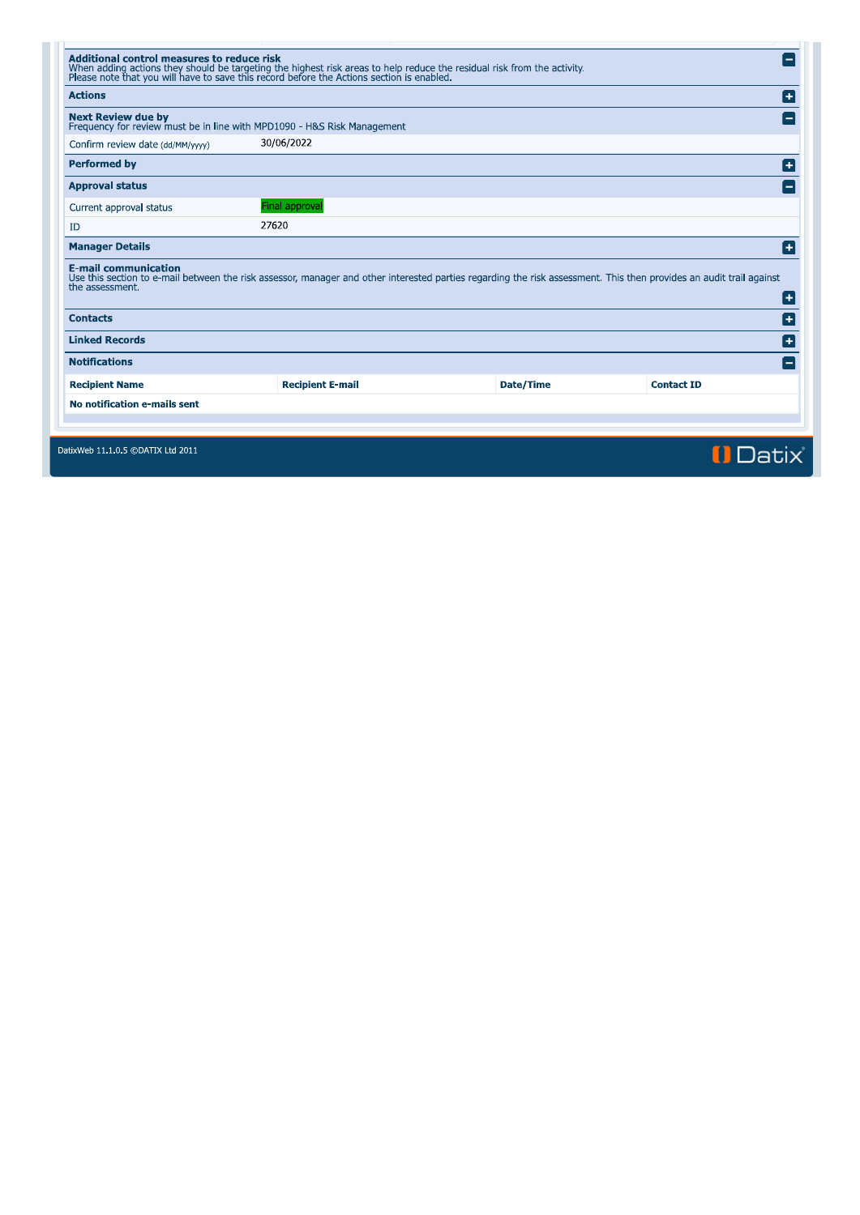**Additional control measures to reduce risk**
When adding actions they should be targeting the highest risk areas to help reduce the residual risk from the activity.
Please note that you will have to save this record before the Actions section is enabled.

**Actions**

**Next Review due by**
Frequency for review must be in line with MPD1090 - H&S Risk Management

| | |
|---|---|
| Confirm review date (dd/MM/yyyy) | 30/06/2022 |

**Performed by**

**Approval status**

| | |
|---|---|
| Current approval status | Final approval |
| ID | 27620 |

**Manager Details**

**E-mail communication**
Use this section to e-mail between the risk assessor, manager and other interested parties regarding the risk assessment. This then provides an audit trail against the assessment.

**Contacts**

**Linked Records**

**Notifications**

| Recipient Name | Recipient E-mail | Date/Time | Contact ID |
|---|---|---|---|
| **No notification e-mails sent** | | | |

DatixWeb 11.1.0.5 ©DATIX Ltd 2011

Datix